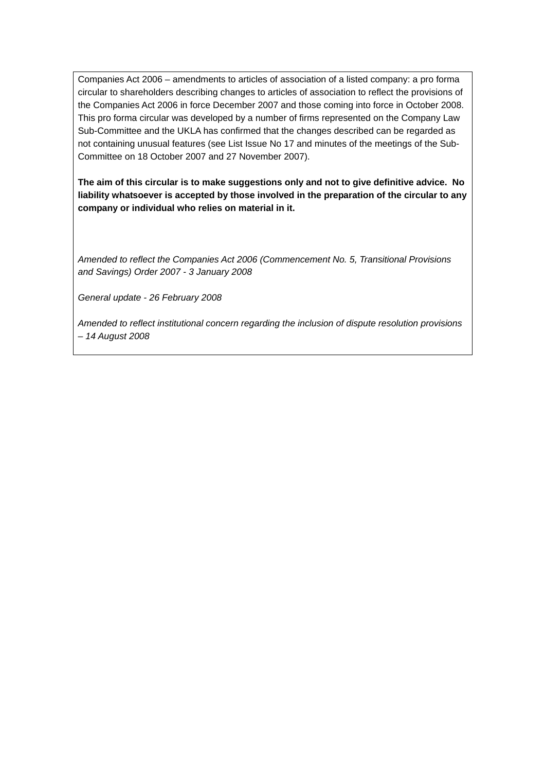Companies Act 2006 – amendments to articles of association of a listed company: a pro forma circular to shareholders describing changes to articles of association to reflect the provisions of the Companies Act 2006 in force December 2007 and those coming into force in October 2008. This pro forma circular was developed by a number of firms represented on the Company Law Sub-Committee and the UKLA has confirmed that the changes described can be regarded as not containing unusual features (see List Issue No 17 and minutes of the meetings of the Sub-Committee on 18 October 2007 and 27 November 2007).

**The aim of this circular is to make suggestions only and not to give definitive advice. No liability whatsoever is accepted by those involved in the preparation of the circular to any company or individual who relies on material in it.**

*Amended to reflect the Companies Act 2006 (Commencement No. 5, Transitional Provisions and Savings) Order 2007 - 3 January 2008*

*General update - 26 February 2008*

*Amended to reflect institutional concern regarding the inclusion of dispute resolution provisions – 14 August 2008*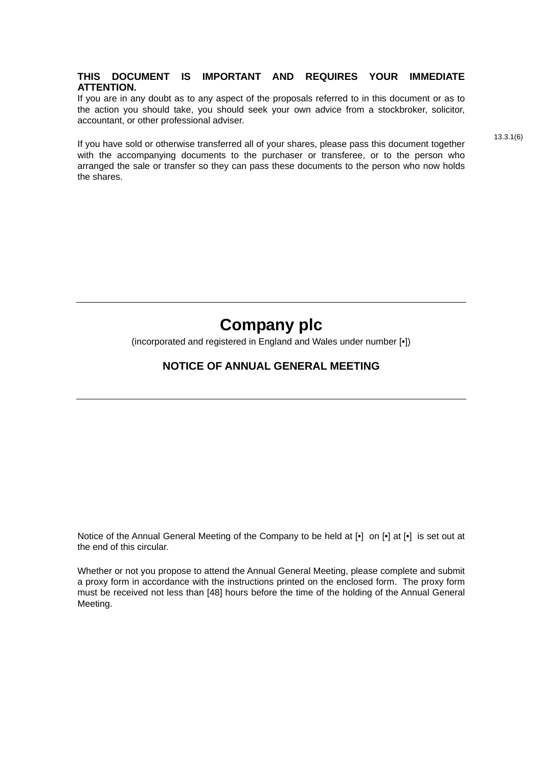**THIS DOCUMENT IS IMPORTANT AND REQUIRES YOUR IMMEDIATE ATTENTION.**

If you are in any doubt as to any aspect of the proposals referred to in this document or as to the action you should take, you should seek your own advice from a stockbroker, solicitor, accountant, or other professional adviser.

13.3.1(6)

If you have sold or otherwise transferred all of your shares, please pass this document together with the accompanying documents to the purchaser or transferee, or to the person who arranged the sale or transfer so they can pass these documents to the person who now holds the shares.

---

# Company plc

(incorporated and registered in England and Wales under number [•])

## NOTICE OF ANNUAL GENERAL MEETING

---

Notice of the Annual General Meeting of the Company to be held at [•] on [•] at [•] is set out at the end of this circular.

Whether or not you propose to attend the Annual General Meeting, please complete and submit a proxy form in accordance with the instructions printed on the enclosed form. The proxy form must be received not less than [48] hours before the time of the holding of the Annual General Meeting.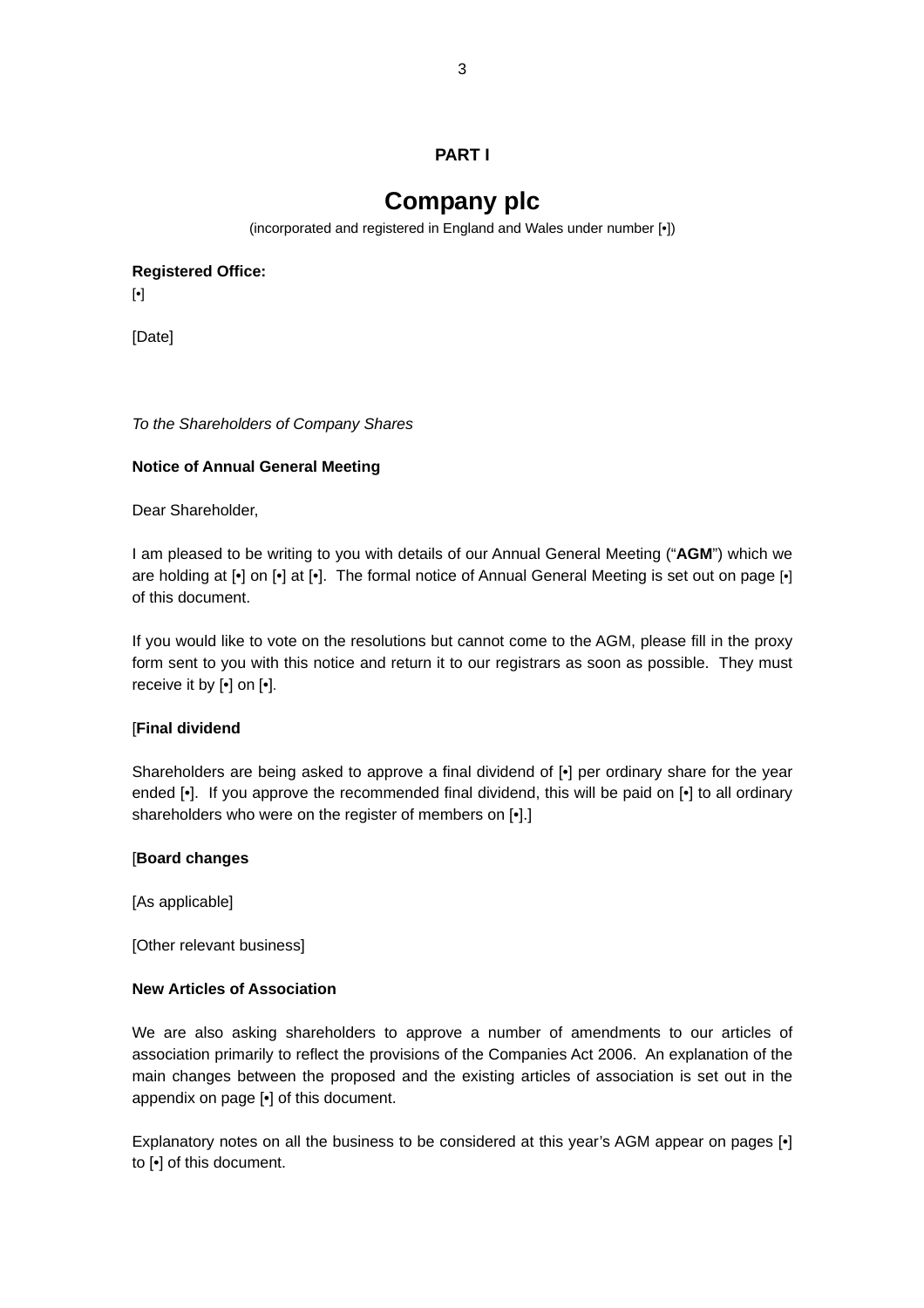**PART I**

# Company plc

(incorporated and registered in England and Wales under number [•])

**Registered Office:**
[•]

[Date]

*To the Shareholders of Company Shares*

**Notice of Annual General Meeting**

Dear Shareholder,

I am pleased to be writing to you with details of our Annual General Meeting ("**AGM**") which we are holding at [•] on [•] at [•]. The formal notice of Annual General Meeting is set out on page [•] of this document.

If you would like to vote on the resolutions but cannot come to the AGM, please fill in the proxy form sent to you with this notice and return it to our registrars as soon as possible. They must receive it by [•] on [•].

[**Final dividend**

Shareholders are being asked to approve a final dividend of [•] per ordinary share for the year ended [•]. If you approve the recommended final dividend, this will be paid on [•] to all ordinary shareholders who were on the register of members on [•].]

[**Board changes**

[As applicable]

[Other relevant business]

**New Articles of Association**

We are also asking shareholders to approve a number of amendments to our articles of association primarily to reflect the provisions of the Companies Act 2006. An explanation of the main changes between the proposed and the existing articles of association is set out in the appendix on page [•] of this document.

Explanatory notes on all the business to be considered at this year's AGM appear on pages [•] to [•] of this document.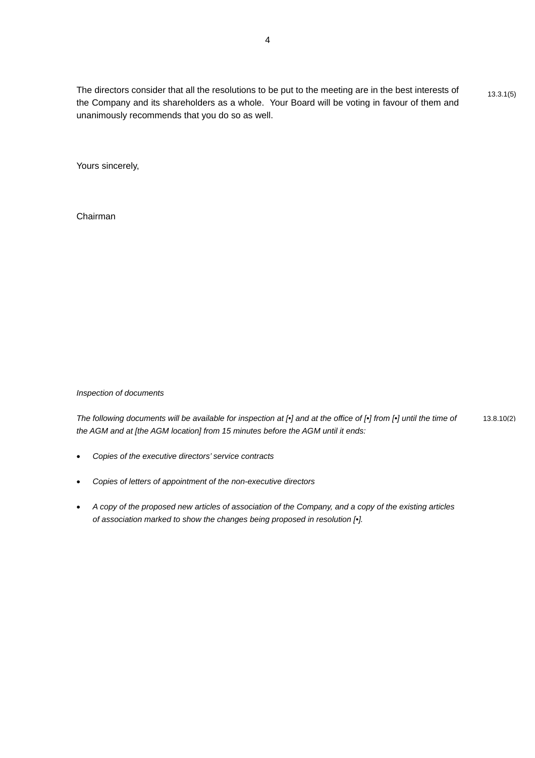The directors consider that all the resolutions to be put to the meeting are in the best interests of the Company and its shareholders as a whole. Your Board will be voting in favour of them and unanimously recommends that you do so as well. 13.3.1(5)

Yours sincerely,

Chairman

*Inspection of documents*

*The following documents will be available for inspection at [•] and at the office of [•] from [•] until the time of the AGM and at [the AGM location] from 15 minutes before the AGM until it ends:* 13.8.10(2)

- *Copies of the executive directors' service contracts*
- *Copies of letters of appointment of the non-executive directors*
- *A copy of the proposed new articles of association of the Company, and a copy of the existing articles of association marked to show the changes being proposed in resolution [•].*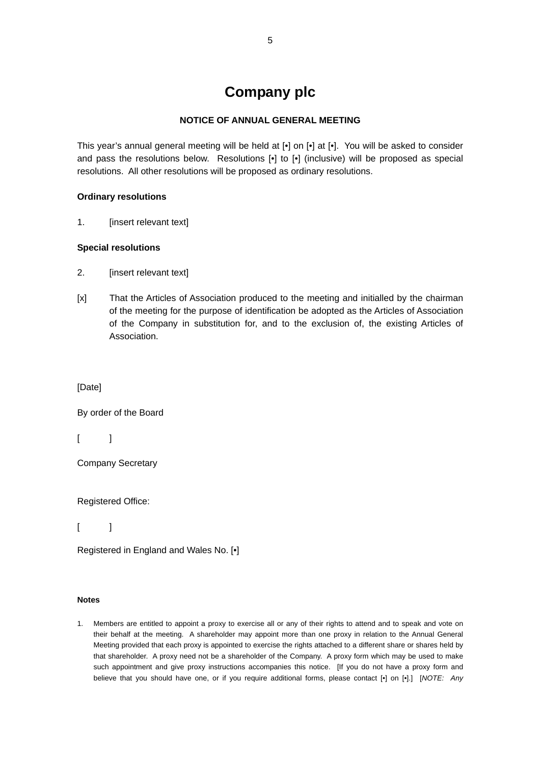# Company plc

**NOTICE OF ANNUAL GENERAL MEETING**

This year's annual general meeting will be held at [•] on [•] at [•]. You will be asked to consider and pass the resolutions below. Resolutions [•] to [•] (inclusive) will be proposed as special resolutions. All other resolutions will be proposed as ordinary resolutions.

**Ordinary resolutions**

1. [insert relevant text]

**Special resolutions**

2. [insert relevant text]

[x] That the Articles of Association produced to the meeting and initialled by the chairman of the meeting for the purpose of identification be adopted as the Articles of Association of the Company in substitution for, and to the exclusion of, the existing Articles of Association.

[Date]

By order of the Board

[ ]

Company Secretary

Registered Office:

[ ]

Registered in England and Wales No. [•]

**Notes**

1. Members are entitled to appoint a proxy to exercise all or any of their rights to attend and to speak and vote on their behalf at the meeting. A shareholder may appoint more than one proxy in relation to the Annual General Meeting provided that each proxy is appointed to exercise the rights attached to a different share or shares held by that shareholder. A proxy need not be a shareholder of the Company. A proxy form which may be used to make such appointment and give proxy instructions accompanies this notice. [If you do not have a proxy form and believe that you should have one, or if you require additional forms, please contact [•] on [•].] [*NOTE: Any*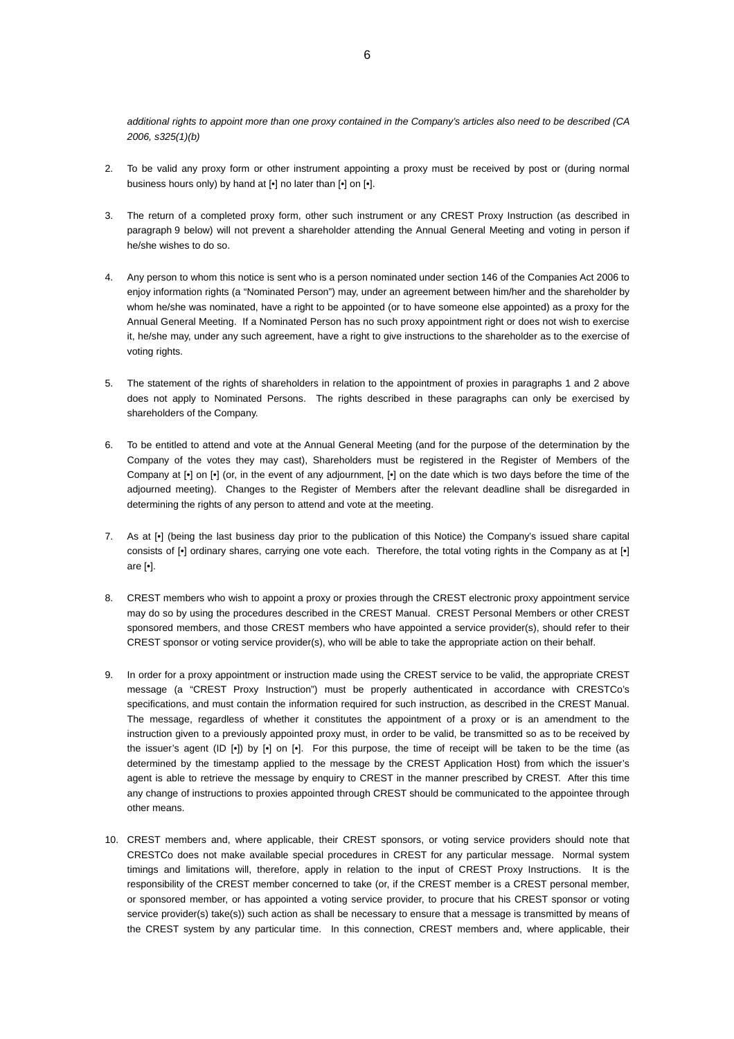*additional rights to appoint more than one proxy contained in the Company's articles also need to be described (CA 2006, s325(1)(b)*

2. To be valid any proxy form or other instrument appointing a proxy must be received by post or (during normal business hours only) by hand at [•] no later than [•] on [•].

3. The return of a completed proxy form, other such instrument or any CREST Proxy Instruction (as described in paragraph 9 below) will not prevent a shareholder attending the Annual General Meeting and voting in person if he/she wishes to do so.

4. Any person to whom this notice is sent who is a person nominated under section 146 of the Companies Act 2006 to enjoy information rights (a "Nominated Person") may, under an agreement between him/her and the shareholder by whom he/she was nominated, have a right to be appointed (or to have someone else appointed) as a proxy for the Annual General Meeting. If a Nominated Person has no such proxy appointment right or does not wish to exercise it, he/she may, under any such agreement, have a right to give instructions to the shareholder as to the exercise of voting rights.

5. The statement of the rights of shareholders in relation to the appointment of proxies in paragraphs 1 and 2 above does not apply to Nominated Persons. The rights described in these paragraphs can only be exercised by shareholders of the Company.

6. To be entitled to attend and vote at the Annual General Meeting (and for the purpose of the determination by the Company of the votes they may cast), Shareholders must be registered in the Register of Members of the Company at [•] on [•] (or, in the event of any adjournment, [•] on the date which is two days before the time of the adjourned meeting). Changes to the Register of Members after the relevant deadline shall be disregarded in determining the rights of any person to attend and vote at the meeting.

7. As at [•] (being the last business day prior to the publication of this Notice) the Company's issued share capital consists of [•] ordinary shares, carrying one vote each. Therefore, the total voting rights in the Company as at [•] are [•].

8. CREST members who wish to appoint a proxy or proxies through the CREST electronic proxy appointment service may do so by using the procedures described in the CREST Manual. CREST Personal Members or other CREST sponsored members, and those CREST members who have appointed a service provider(s), should refer to their CREST sponsor or voting service provider(s), who will be able to take the appropriate action on their behalf.

9. In order for a proxy appointment or instruction made using the CREST service to be valid, the appropriate CREST message (a "CREST Proxy Instruction") must be properly authenticated in accordance with CRESTCo's specifications, and must contain the information required for such instruction, as described in the CREST Manual. The message, regardless of whether it constitutes the appointment of a proxy or is an amendment to the instruction given to a previously appointed proxy must, in order to be valid, be transmitted so as to be received by the issuer's agent (ID [•]) by [•] on [•]. For this purpose, the time of receipt will be taken to be the time (as determined by the timestamp applied to the message by the CREST Application Host) from which the issuer's agent is able to retrieve the message by enquiry to CREST in the manner prescribed by CREST. After this time any change of instructions to proxies appointed through CREST should be communicated to the appointee through other means.

10. CREST members and, where applicable, their CREST sponsors, or voting service providers should note that CRESTCo does not make available special procedures in CREST for any particular message. Normal system timings and limitations will, therefore, apply in relation to the input of CREST Proxy Instructions. It is the responsibility of the CREST member concerned to take (or, if the CREST member is a CREST personal member, or sponsored member, or has appointed a voting service provider, to procure that his CREST sponsor or voting service provider(s) take(s)) such action as shall be necessary to ensure that a message is transmitted by means of the CREST system by any particular time. In this connection, CREST members and, where applicable, their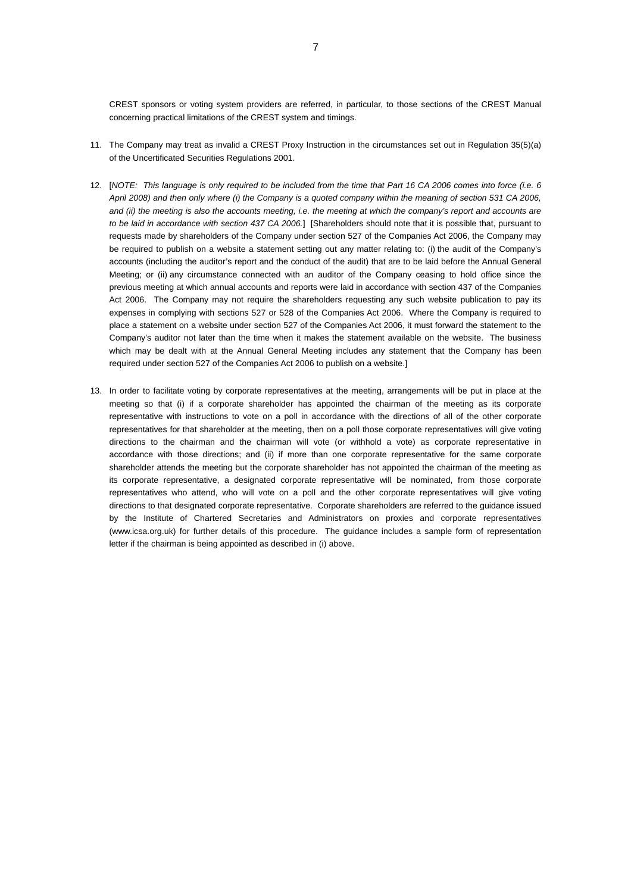CREST sponsors or voting system providers are referred, in particular, to those sections of the CREST Manual concerning practical limitations of the CREST system and timings.

11. The Company may treat as invalid a CREST Proxy Instruction in the circumstances set out in Regulation 35(5)(a) of the Uncertificated Securities Regulations 2001.

12. [*NOTE: This language is only required to be included from the time that Part 16 CA 2006 comes into force (i.e. 6 April 2008) and then only where (i) the Company is a quoted company within the meaning of section 531 CA 2006, and (ii) the meeting is also the accounts meeting, i.e. the meeting at which the company's report and accounts are to be laid in accordance with section 437 CA 2006.*] [Shareholders should note that it is possible that, pursuant to requests made by shareholders of the Company under section 527 of the Companies Act 2006, the Company may be required to publish on a website a statement setting out any matter relating to: (i) the audit of the Company's accounts (including the auditor's report and the conduct of the audit) that are to be laid before the Annual General Meeting; or (ii) any circumstance connected with an auditor of the Company ceasing to hold office since the previous meeting at which annual accounts and reports were laid in accordance with section 437 of the Companies Act 2006. The Company may not require the shareholders requesting any such website publication to pay its expenses in complying with sections 527 or 528 of the Companies Act 2006. Where the Company is required to place a statement on a website under section 527 of the Companies Act 2006, it must forward the statement to the Company's auditor not later than the time when it makes the statement available on the website. The business which may be dealt with at the Annual General Meeting includes any statement that the Company has been required under section 527 of the Companies Act 2006 to publish on a website.]

13. In order to facilitate voting by corporate representatives at the meeting, arrangements will be put in place at the meeting so that (i) if a corporate shareholder has appointed the chairman of the meeting as its corporate representative with instructions to vote on a poll in accordance with the directions of all of the other corporate representatives for that shareholder at the meeting, then on a poll those corporate representatives will give voting directions to the chairman and the chairman will vote (or withhold a vote) as corporate representative in accordance with those directions; and (ii) if more than one corporate representative for the same corporate shareholder attends the meeting but the corporate shareholder has not appointed the chairman of the meeting as its corporate representative, a designated corporate representative will be nominated, from those corporate representatives who attend, who will vote on a poll and the other corporate representatives will give voting directions to that designated corporate representative. Corporate shareholders are referred to the guidance issued by the Institute of Chartered Secretaries and Administrators on proxies and corporate representatives (www.icsa.org.uk) for further details of this procedure. The guidance includes a sample form of representation letter if the chairman is being appointed as described in (i) above.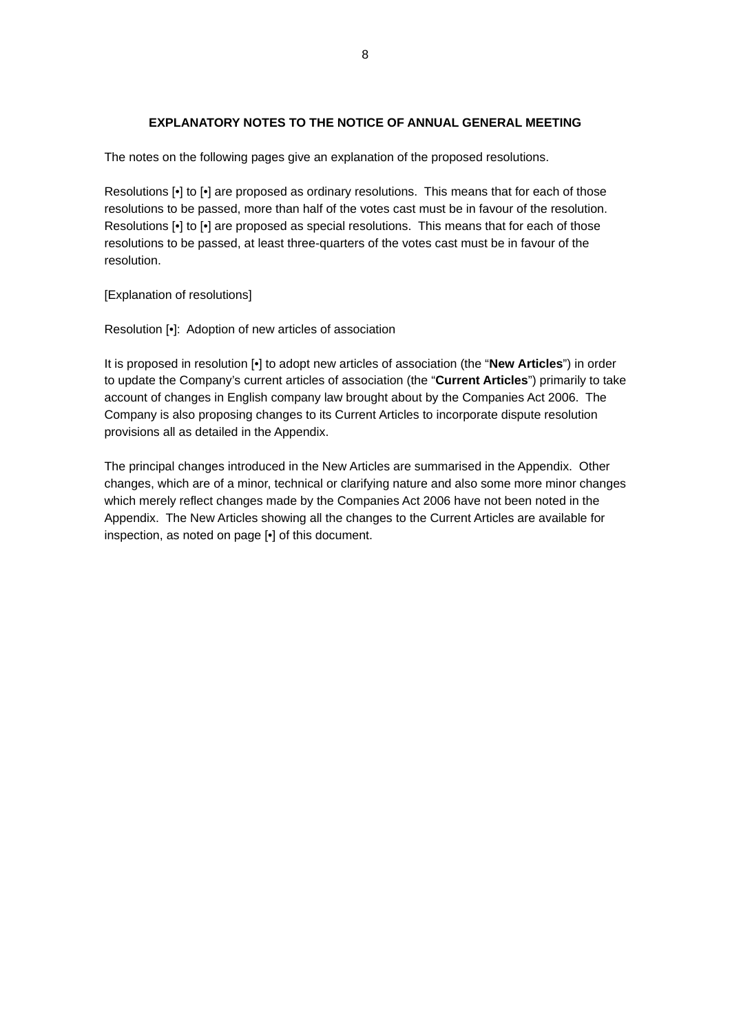## EXPLANATORY NOTES TO THE NOTICE OF ANNUAL GENERAL MEETING

The notes on the following pages give an explanation of the proposed resolutions.

Resolutions [•] to [•] are proposed as ordinary resolutions. This means that for each of those resolutions to be passed, more than half of the votes cast must be in favour of the resolution. Resolutions [•] to [•] are proposed as special resolutions. This means that for each of those resolutions to be passed, at least three-quarters of the votes cast must be in favour of the resolution.

[Explanation of resolutions]

Resolution [•]: Adoption of new articles of association

It is proposed in resolution [•] to adopt new articles of association (the "**New Articles**") in order to update the Company's current articles of association (the "**Current Articles**") primarily to take account of changes in English company law brought about by the Companies Act 2006. The Company is also proposing changes to its Current Articles to incorporate dispute resolution provisions all as detailed in the Appendix.

The principal changes introduced in the New Articles are summarised in the Appendix. Other changes, which are of a minor, technical or clarifying nature and also some more minor changes which merely reflect changes made by the Companies Act 2006 have not been noted in the Appendix. The New Articles showing all the changes to the Current Articles are available for inspection, as noted on page [•] of this document.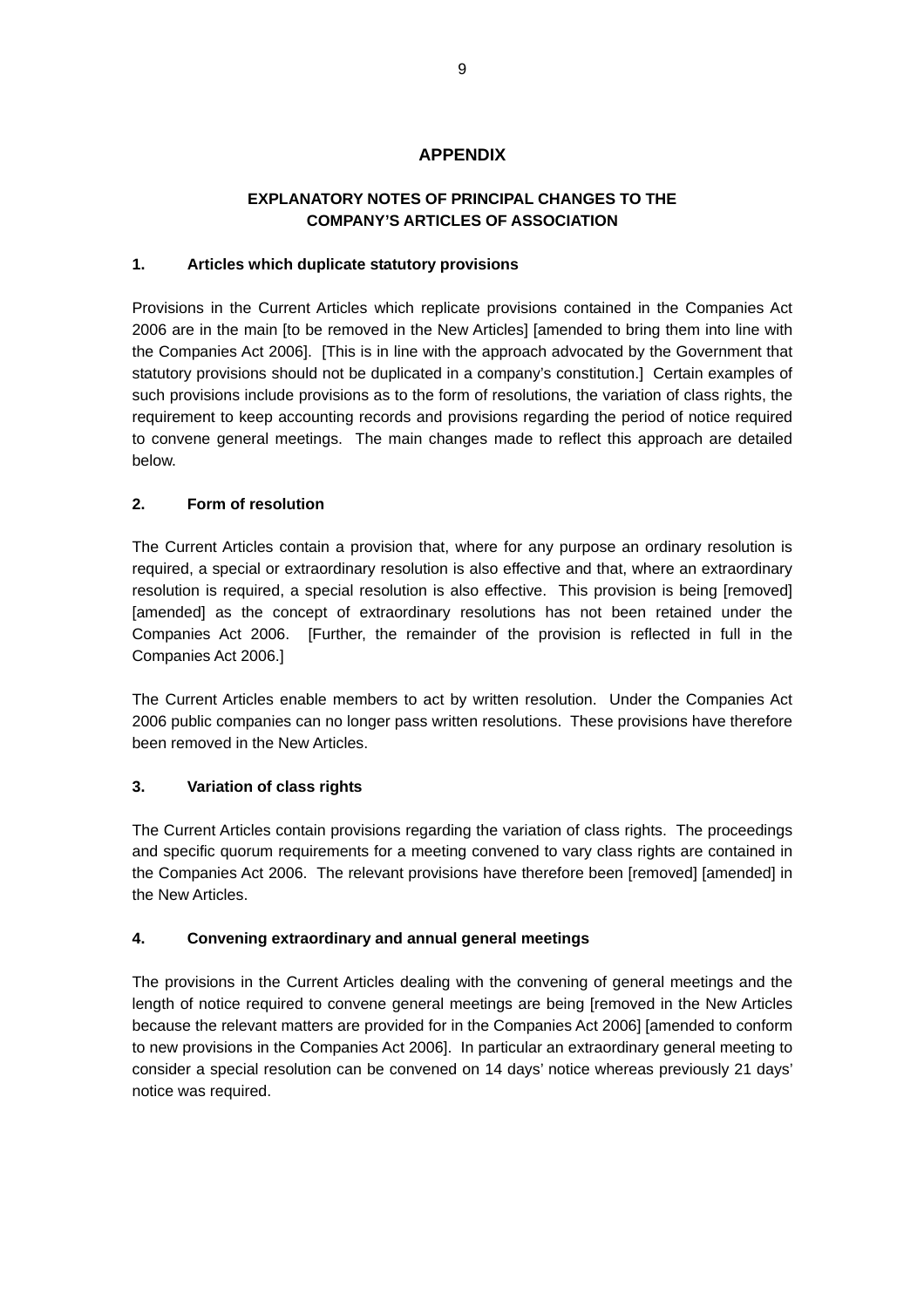# APPENDIX

## EXPLANATORY NOTES OF PRINCIPAL CHANGES TO THE COMPANY'S ARTICLES OF ASSOCIATION

### 1. Articles which duplicate statutory provisions

Provisions in the Current Articles which replicate provisions contained in the Companies Act 2006 are in the main [to be removed in the New Articles] [amended to bring them into line with the Companies Act 2006]. [This is in line with the approach advocated by the Government that statutory provisions should not be duplicated in a company's constitution.] Certain examples of such provisions include provisions as to the form of resolutions, the variation of class rights, the requirement to keep accounting records and provisions regarding the period of notice required to convene general meetings. The main changes made to reflect this approach are detailed below.

### 2. Form of resolution

The Current Articles contain a provision that, where for any purpose an ordinary resolution is required, a special or extraordinary resolution is also effective and that, where an extraordinary resolution is required, a special resolution is also effective. This provision is being [removed] [amended] as the concept of extraordinary resolutions has not been retained under the Companies Act 2006. [Further, the remainder of the provision is reflected in full in the Companies Act 2006.]

The Current Articles enable members to act by written resolution. Under the Companies Act 2006 public companies can no longer pass written resolutions. These provisions have therefore been removed in the New Articles.

### 3. Variation of class rights

The Current Articles contain provisions regarding the variation of class rights. The proceedings and specific quorum requirements for a meeting convened to vary class rights are contained in the Companies Act 2006. The relevant provisions have therefore been [removed] [amended] in the New Articles.

### 4. Convening extraordinary and annual general meetings

The provisions in the Current Articles dealing with the convening of general meetings and the length of notice required to convene general meetings are being [removed in the New Articles because the relevant matters are provided for in the Companies Act 2006] [amended to conform to new provisions in the Companies Act 2006]. In particular an extraordinary general meeting to consider a special resolution can be convened on 14 days' notice whereas previously 21 days' notice was required.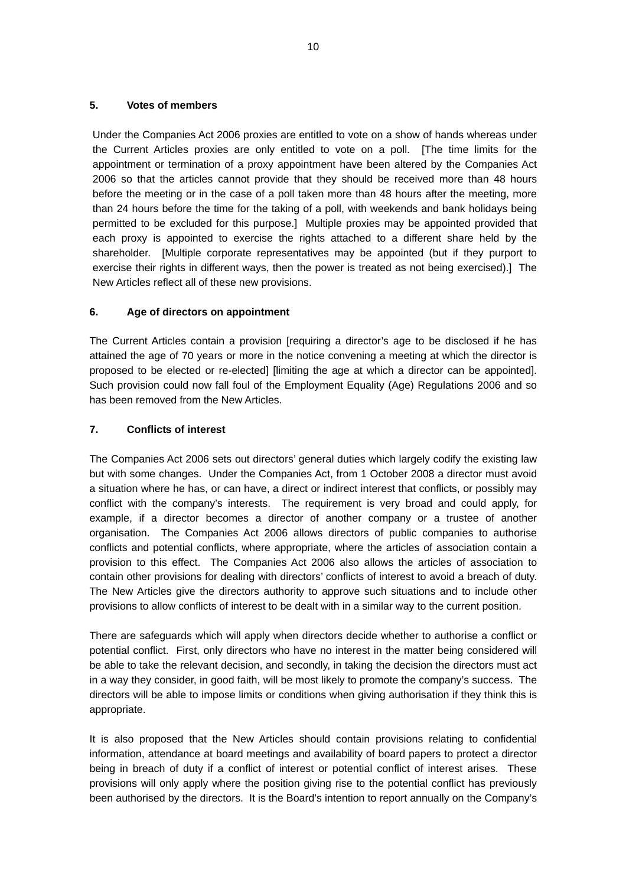**5. Votes of members**

Under the Companies Act 2006 proxies are entitled to vote on a show of hands whereas under the Current Articles proxies are only entitled to vote on a poll. [The time limits for the appointment or termination of a proxy appointment have been altered by the Companies Act 2006 so that the articles cannot provide that they should be received more than 48 hours before the meeting or in the case of a poll taken more than 48 hours after the meeting, more than 24 hours before the time for the taking of a poll, with weekends and bank holidays being permitted to be excluded for this purpose.] Multiple proxies may be appointed provided that each proxy is appointed to exercise the rights attached to a different share held by the shareholder. [Multiple corporate representatives may be appointed (but if they purport to exercise their rights in different ways, then the power is treated as not being exercised).] The New Articles reflect all of these new provisions.

**6. Age of directors on appointment**

The Current Articles contain a provision [requiring a director's age to be disclosed if he has attained the age of 70 years or more in the notice convening a meeting at which the director is proposed to be elected or re-elected] [limiting the age at which a director can be appointed]. Such provision could now fall foul of the Employment Equality (Age) Regulations 2006 and so has been removed from the New Articles.

**7. Conflicts of interest**

The Companies Act 2006 sets out directors' general duties which largely codify the existing law but with some changes. Under the Companies Act, from 1 October 2008 a director must avoid a situation where he has, or can have, a direct or indirect interest that conflicts, or possibly may conflict with the company's interests. The requirement is very broad and could apply, for example, if a director becomes a director of another company or a trustee of another organisation. The Companies Act 2006 allows directors of public companies to authorise conflicts and potential conflicts, where appropriate, where the articles of association contain a provision to this effect. The Companies Act 2006 also allows the articles of association to contain other provisions for dealing with directors' conflicts of interest to avoid a breach of duty. The New Articles give the directors authority to approve such situations and to include other provisions to allow conflicts of interest to be dealt with in a similar way to the current position.

There are safeguards which will apply when directors decide whether to authorise a conflict or potential conflict. First, only directors who have no interest in the matter being considered will be able to take the relevant decision, and secondly, in taking the decision the directors must act in a way they consider, in good faith, will be most likely to promote the company's success. The directors will be able to impose limits or conditions when giving authorisation if they think this is appropriate.

It is also proposed that the New Articles should contain provisions relating to confidential information, attendance at board meetings and availability of board papers to protect a director being in breach of duty if a conflict of interest or potential conflict of interest arises. These provisions will only apply where the position giving rise to the potential conflict has previously been authorised by the directors. It is the Board's intention to report annually on the Company's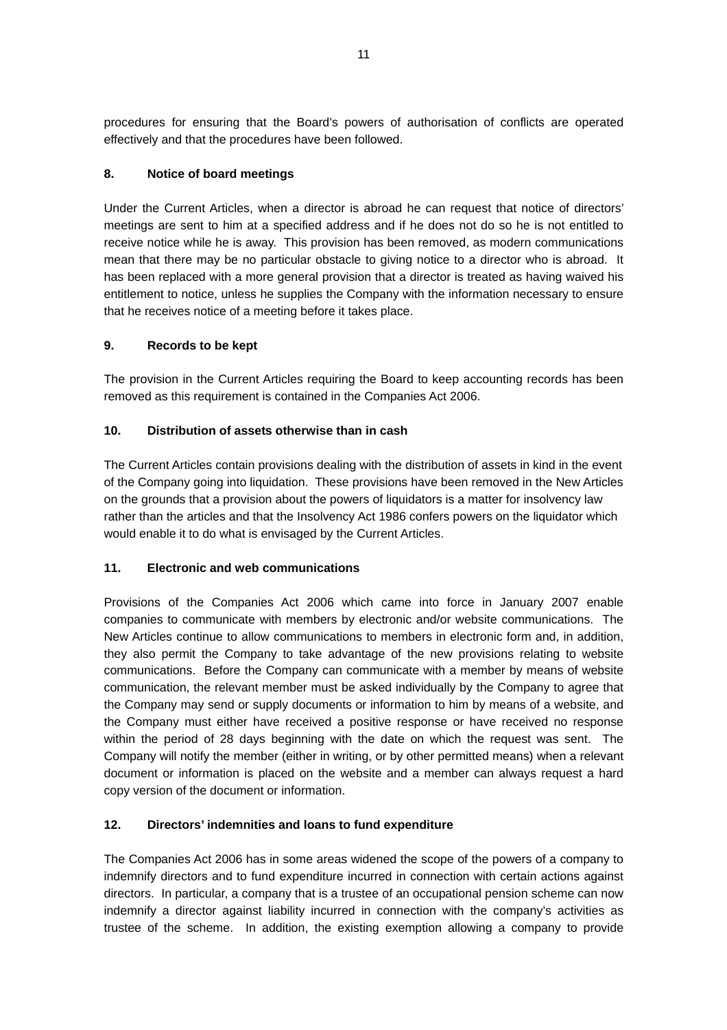procedures for ensuring that the Board's powers of authorisation of conflicts are operated effectively and that the procedures have been followed.

### 8. Notice of board meetings

Under the Current Articles, when a director is abroad he can request that notice of directors' meetings are sent to him at a specified address and if he does not do so he is not entitled to receive notice while he is away. This provision has been removed, as modern communications mean that there may be no particular obstacle to giving notice to a director who is abroad. It has been replaced with a more general provision that a director is treated as having waived his entitlement to notice, unless he supplies the Company with the information necessary to ensure that he receives notice of a meeting before it takes place.

### 9. Records to be kept

The provision in the Current Articles requiring the Board to keep accounting records has been removed as this requirement is contained in the Companies Act 2006.

### 10. Distribution of assets otherwise than in cash

The Current Articles contain provisions dealing with the distribution of assets in kind in the event of the Company going into liquidation. These provisions have been removed in the New Articles on the grounds that a provision about the powers of liquidators is a matter for insolvency law rather than the articles and that the Insolvency Act 1986 confers powers on the liquidator which would enable it to do what is envisaged by the Current Articles.

### 11. Electronic and web communications

Provisions of the Companies Act 2006 which came into force in January 2007 enable companies to communicate with members by electronic and/or website communications. The New Articles continue to allow communications to members in electronic form and, in addition, they also permit the Company to take advantage of the new provisions relating to website communications. Before the Company can communicate with a member by means of website communication, the relevant member must be asked individually by the Company to agree that the Company may send or supply documents or information to him by means of a website, and the Company must either have received a positive response or have received no response within the period of 28 days beginning with the date on which the request was sent. The Company will notify the member (either in writing, or by other permitted means) when a relevant document or information is placed on the website and a member can always request a hard copy version of the document or information.

### 12. Directors' indemnities and loans to fund expenditure

The Companies Act 2006 has in some areas widened the scope of the powers of a company to indemnify directors and to fund expenditure incurred in connection with certain actions against directors. In particular, a company that is a trustee of an occupational pension scheme can now indemnify a director against liability incurred in connection with the company's activities as trustee of the scheme. In addition, the existing exemption allowing a company to provide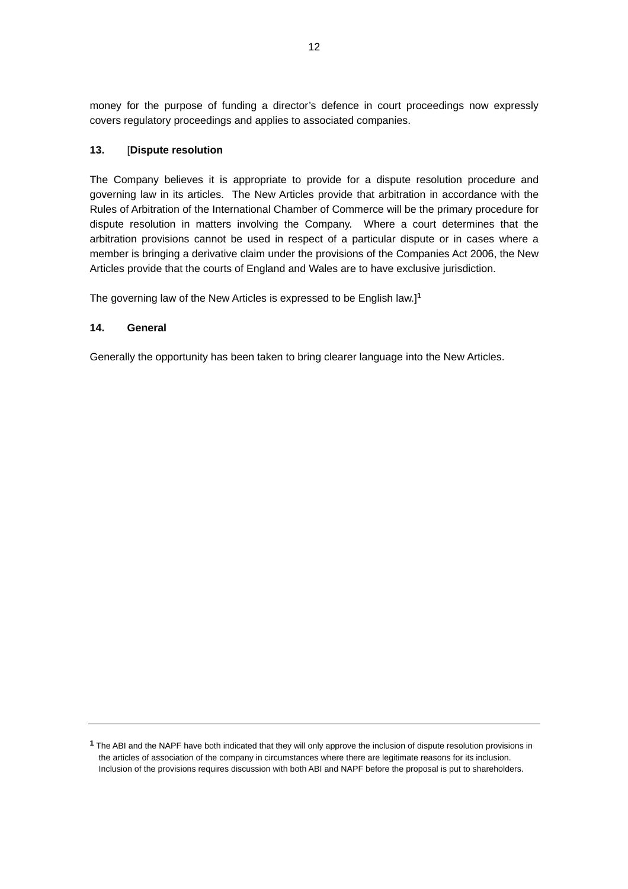money for the purpose of funding a director's defence in court proceedings now expressly covers regulatory proceedings and applies to associated companies.

**13. [Dispute resolution**

The Company believes it is appropriate to provide for a dispute resolution procedure and governing law in its articles. The New Articles provide that arbitration in accordance with the Rules of Arbitration of the International Chamber of Commerce will be the primary procedure for dispute resolution in matters involving the Company. Where a court determines that the arbitration provisions cannot be used in respect of a particular dispute or in cases where a member is bringing a derivative claim under the provisions of the Companies Act 2006, the New Articles provide that the courts of England and Wales are to have exclusive jurisdiction.

The governing law of the New Articles is expressed to be English law.][1]

**14. General**

Generally the opportunity has been taken to bring clearer language into the New Articles.

---

[1] The ABI and the NAPF have both indicated that they will only approve the inclusion of dispute resolution provisions in the articles of association of the company in circumstances where there are legitimate reasons for its inclusion. Inclusion of the provisions requires discussion with both ABI and NAPF before the proposal is put to shareholders.